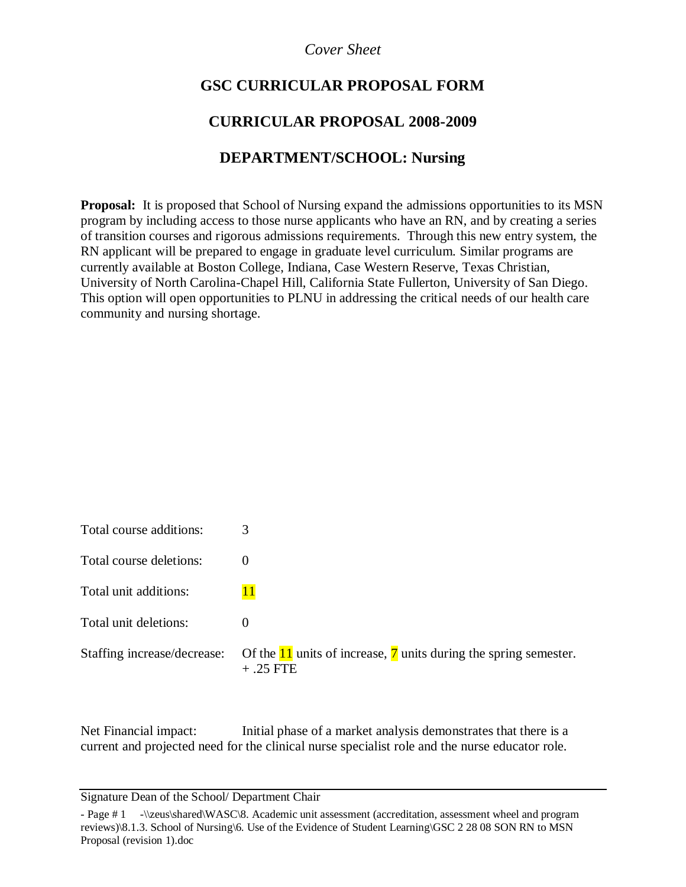*Cover Sheet*

# GSC CURRICULAR PROPOSAL FORM

## CURRICULAR PROPOSAL 2008-2009

## DEPARTMENT/SCHOOL: Nursing

**Proposal:** It is proposed that School of Nursing expand the admissions opportunities to its MSN program by including access to those nurse applicants who have an RN, and by creating a series of transition courses and rigorous admissions requirements. Through this new entry system, the RN applicant will be prepared to engage in graduate level curriculum. Similar programs are currently available at Boston College, Indiana, Case Western Reserve, Texas Christian, University of North Carolina-Chapel Hill, California State Fullerton, University of San Diego. This option will open opportunities to PLNU in addressing the critical needs of our health care community and nursing shortage.

| | |
|---|---|
| Total course additions: | 3 |
| Total course deletions: | 0 |
| Total unit additions: | 11 |
| Total unit deletions: | 0 |
| Staffing increase/decrease: | Of the 11 units of increase, 7 units during the spring semester. + .25 FTE |

Net Financial impact: Initial phase of a market analysis demonstrates that there is a current and projected need for the clinical nurse specialist role and the nurse educator role.

Signature Dean of the School/ Department Chair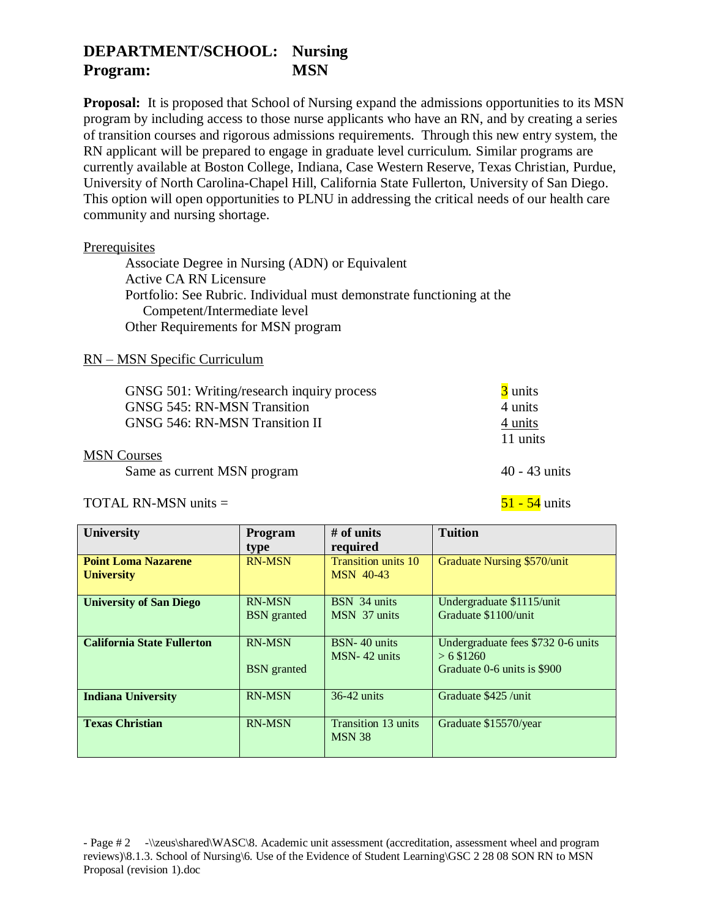# DEPARTMENT/SCHOOL: Nursing
# Program: MSN

**Proposal:** It is proposed that School of Nursing expand the admissions opportunities to its MSN program by including access to those nurse applicants who have an RN, and by creating a series of transition courses and rigorous admissions requirements. Through this new entry system, the RN applicant will be prepared to engage in graduate level curriculum. Similar programs are currently available at Boston College, Indiana, Case Western Reserve, Texas Christian, Purdue, University of North Carolina-Chapel Hill, California State Fullerton, University of San Diego. This option will open opportunities to PLNU in addressing the critical needs of our health care community and nursing shortage.

Prerequisites

- Associate Degree in Nursing (ADN) or Equivalent
- Active CA RN Licensure
- Portfolio: See Rubric. Individual must demonstrate functioning at the Competent/Intermediate level
- Other Requirements for MSN program

RN – MSN Specific Curriculum

| | |
|---|---|
| GNSG 501: Writing/research inquiry process | 3 units |
| GNSG 545: RN-MSN Transition | 4 units |
| GNSG 546: RN-MSN Transition II | 4 units |
| | 11 units |

MSN Courses

| | |
|---|---|
| Same as current MSN program | 40 - 43 units |

TOTAL RN-MSN units = 51 - 54 units

| University | Program type | # of units required | Tuition |
|---|---|---|---|
| **Point Loma Nazarene University** | RN-MSN | Transition units 10<br>MSN 40-43 | Graduate Nursing $570/unit |
| **University of San Diego** | RN-MSN<br>BSN granted | BSN 34 units<br>MSN 37 units | Undergraduate $1115/unit<br>Graduate $1100/unit |
| **California State Fullerton** | RN-MSN<br><br>BSN granted | BSN- 40 units<br>MSN- 42 units | Undergraduate fees $732 0-6 units<br>> 6 $1260<br>Graduate 0-6 units is $900 |
| **Indiana University** | RN-MSN | 36-42 units | Graduate $425 /unit |
| **Texas Christian** | RN-MSN | Transition 13 units<br>MSN 38 | Graduate $15570/year |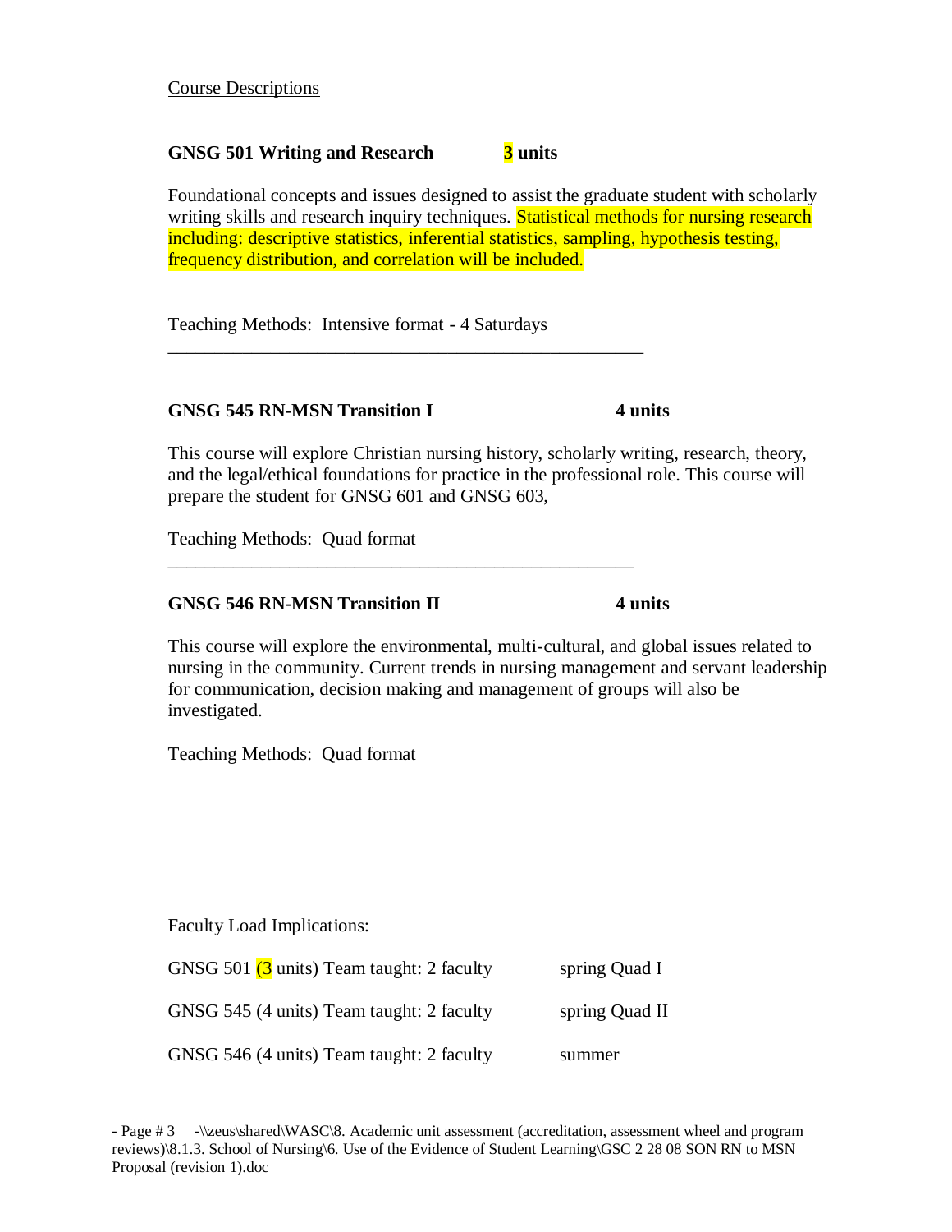Course Descriptions

**GNSG 501 Writing and Research 3 units**

Foundational concepts and issues designed to assist the graduate student with scholarly writing skills and research inquiry techniques. Statistical methods for nursing research including: descriptive statistics, inferential statistics, sampling, hypothesis testing, frequency distribution, and correlation will be included.

Teaching Methods: Intensive format - 4 Saturdays

---

**GNSG 545 RN-MSN Transition I 4 units**

This course will explore Christian nursing history, scholarly writing, research, theory, and the legal/ethical foundations for practice in the professional role. This course will prepare the student for GNSG 601 and GNSG 603,

Teaching Methods: Quad format

---

**GNSG 546 RN-MSN Transition II 4 units**

This course will explore the environmental, multi-cultural, and global issues related to nursing in the community. Current trends in nursing management and servant leadership for communication, decision making and management of groups will also be investigated.

Teaching Methods: Quad format

Faculty Load Implications:

| | |
|---|---|
| GNSG 501 (3 units) Team taught: 2 faculty | spring Quad I |
| GNSG 545 (4 units) Team taught: 2 faculty | spring Quad II |
| GNSG 546 (4 units) Team taught: 2 faculty | summer |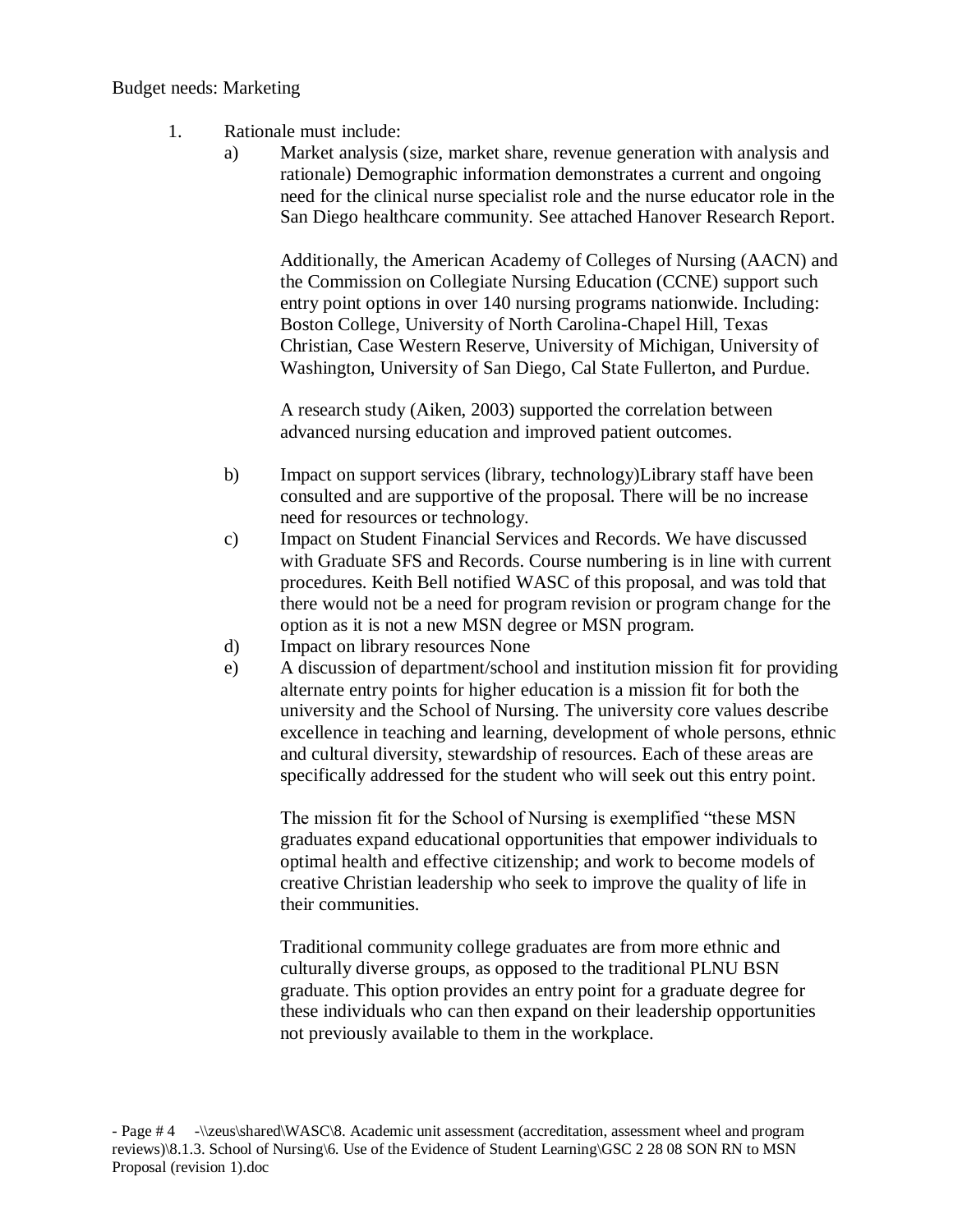Budget needs: Marketing

1. Rationale must include:

   a) Market analysis (size, market share, revenue generation with analysis and rationale) Demographic information demonstrates a current and ongoing need for the clinical nurse specialist role and the nurse educator role in the San Diego healthcare community. See attached Hanover Research Report.

      Additionally, the American Academy of Colleges of Nursing (AACN) and the Commission on Collegiate Nursing Education (CCNE) support such entry point options in over 140 nursing programs nationwide. Including: Boston College, University of North Carolina-Chapel Hill, Texas Christian, Case Western Reserve, University of Michigan, University of Washington, University of San Diego, Cal State Fullerton, and Purdue.

      A research study (Aiken, 2003) supported the correlation between advanced nursing education and improved patient outcomes.

   b) Impact on support services (library, technology)Library staff have been consulted and are supportive of the proposal. There will be no increase need for resources or technology.

   c) Impact on Student Financial Services and Records. We have discussed with Graduate SFS and Records. Course numbering is in line with current procedures. Keith Bell notified WASC of this proposal, and was told that there would not be a need for program revision or program change for the option as it is not a new MSN degree or MSN program.

   d) Impact on library resources None

   e) A discussion of department/school and institution mission fit for providing alternate entry points for higher education is a mission fit for both the university and the School of Nursing. The university core values describe excellence in teaching and learning, development of whole persons, ethnic and cultural diversity, stewardship of resources. Each of these areas are specifically addressed for the student who will seek out this entry point.

      The mission fit for the School of Nursing is exemplified "these MSN graduates expand educational opportunities that empower individuals to optimal health and effective citizenship; and work to become models of creative Christian leadership who seek to improve the quality of life in their communities.

      Traditional community college graduates are from more ethnic and culturally diverse groups, as opposed to the traditional PLNU BSN graduate. This option provides an entry point for a graduate degree for these individuals who can then expand on their leadership opportunities not previously available to them in the workplace.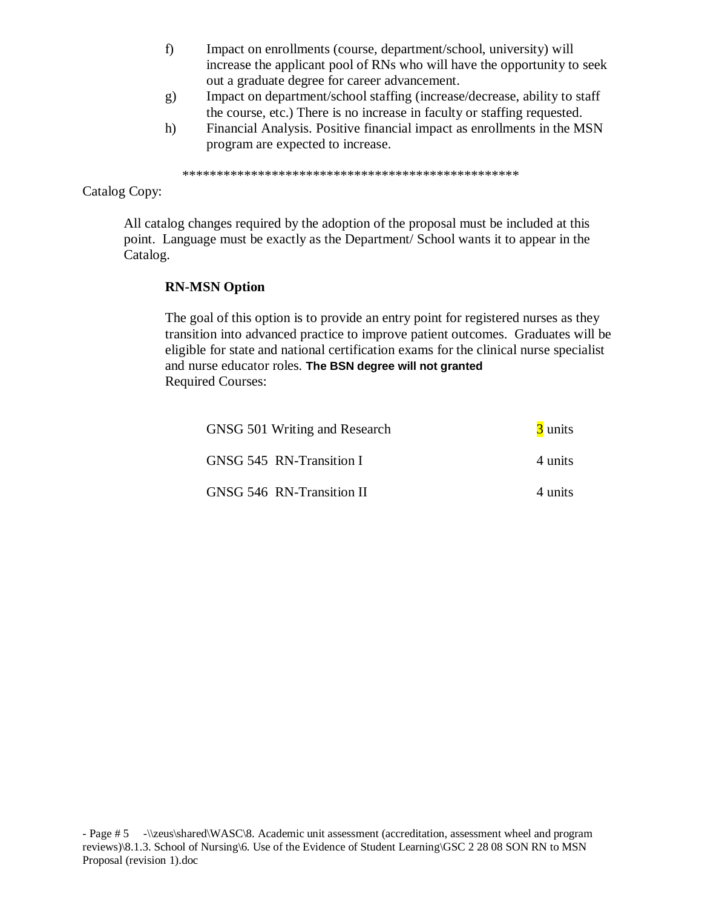f) Impact on enrollments (course, department/school, university) will increase the applicant pool of RNs who will have the opportunity to seek out a graduate degree for career advancement.

g) Impact on department/school staffing (increase/decrease, ability to staff the course, etc.) There is no increase in faculty or staffing requested.

h) Financial Analysis. Positive financial impact as enrollments in the MSN program are expected to increase.

**************************************************

Catalog Copy:

All catalog changes required by the adoption of the proposal must be included at this point. Language must be exactly as the Department/ School wants it to appear in the Catalog.

**RN-MSN Option**

The goal of this option is to provide an entry point for registered nurses as they transition into advanced practice to improve patient outcomes. Graduates will be eligible for state and national certification exams for the clinical nurse specialist and nurse educator roles. **The BSN degree will not granted**
Required Courses:

| | |
|---|---|
| GNSG 501 Writing and Research | 3 units |
| GNSG 545 RN-Transition I | 4 units |
| GNSG 546 RN-Transition II | 4 units |